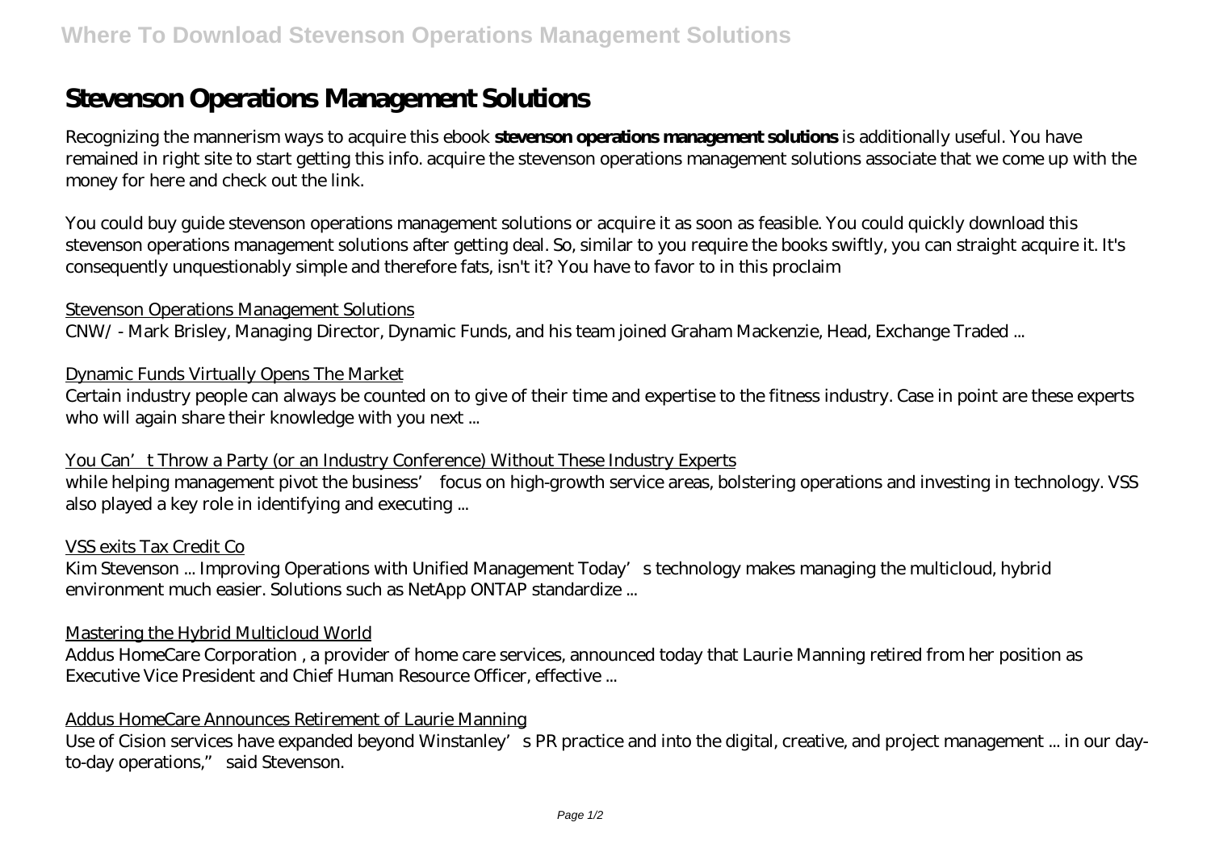# Stevenson Operations Management Solutions

Recognizing the mannerism ways to acquire this ebook **stevenson operations management solutions** is additionally useful. You have remained in right site to start getting this info. acquire the stevenson operations management solutions associate that we come up with the money for here and check out the link.

You could buy guide stevenson operations management solutions or acquire it as soon as feasible. You could quickly download this stevenson operations management solutions after getting deal. So, similar to you require the books swiftly, you can straight acquire it. It's consequently unquestionably simple and therefore fats, isn't it? You have to favor to in this proclaim

Stevenson Operations Management Solutions

CNW/ - Mark Brisley, Managing Director, Dynamic Funds, and his team joined Graham Mackenzie, Head, Exchange Traded ...

Dynamic Funds Virtually Opens The Market

Certain industry people can always be counted on to give of their time and expertise to the fitness industry. Case in point are these experts who will again share their knowledge with you next ...

You Can't Throw a Party (or an Industry Conference) Without These Industry Experts

while helping management pivot the business' focus on high-growth service areas, bolstering operations and investing in technology. VSS also played a key role in identifying and executing ...

VSS exits Tax Credit Co

Kim Stevenson ... Improving Operations with Unified Management Today's technology makes managing the multicloud, hybrid environment much easier. Solutions such as NetApp ONTAP standardize ...

Mastering the Hybrid Multicloud World

Addus HomeCare Corporation , a provider of home care services, announced today that Laurie Manning retired from her position as Executive Vice President and Chief Human Resource Officer, effective ...

Addus HomeCare Announces Retirement of Laurie Manning

Use of Cision services have expanded beyond Winstanley's PR practice and into the digital, creative, and project management ... in our day-to-day operations," said Stevenson.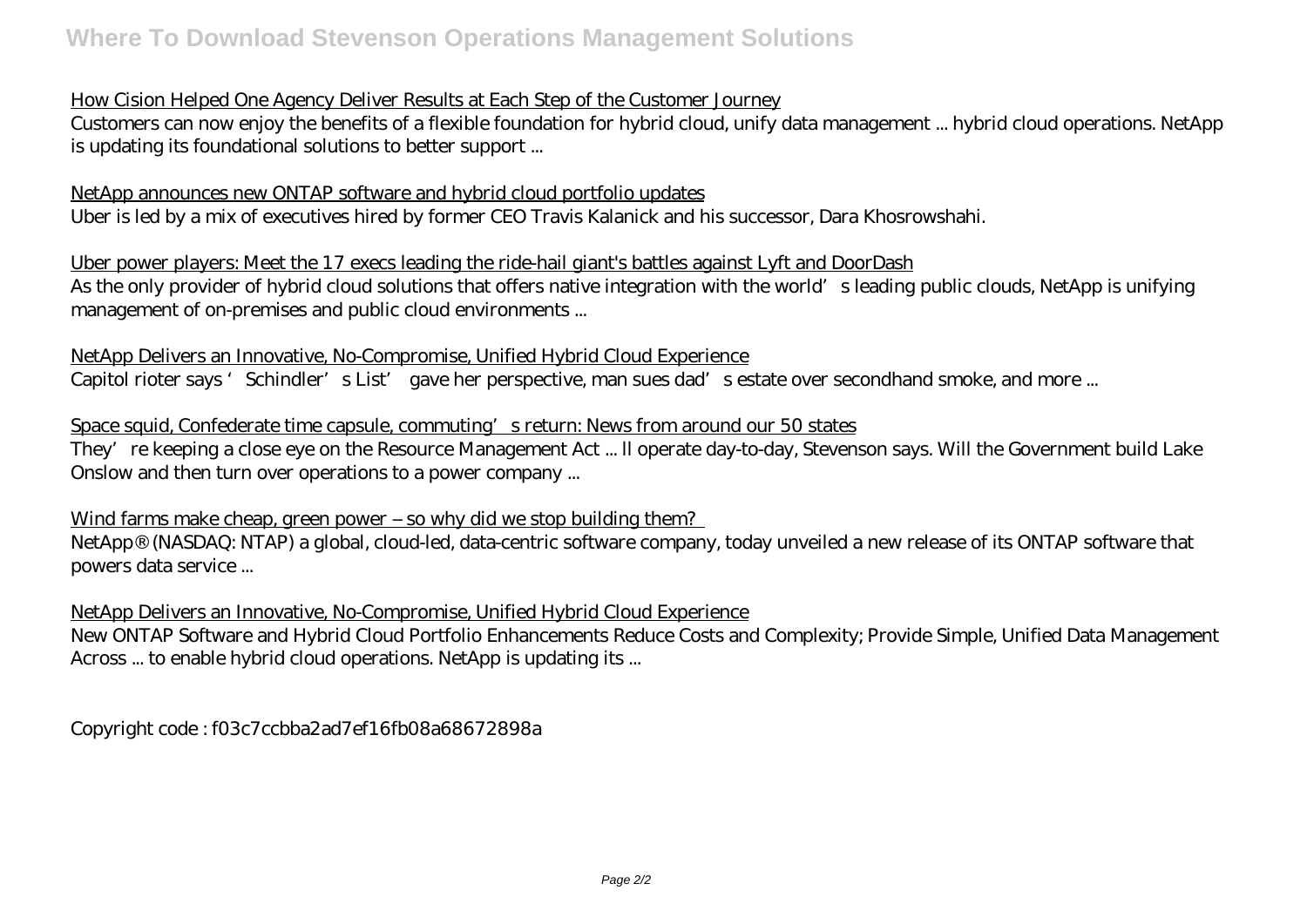How Cision Helped One Agency Deliver Results at Each Step of the Customer Journey

Customers can now enjoy the benefits of a flexible foundation for hybrid cloud, unify data management ... hybrid cloud operations. NetApp is updating its foundational solutions to better support ...

NetApp announces new ONTAP software and hybrid cloud portfolio updates

Uber is led by a mix of executives hired by former CEO Travis Kalanick and his successor, Dara Khosrowshahi.

Uber power players: Meet the 17 execs leading the ride-hail giant's battles against Lyft and DoorDash

As the only provider of hybrid cloud solutions that offers native integration with the world's leading public clouds, NetApp is unifying management of on-premises and public cloud environments ...

NetApp Delivers an Innovative, No-Compromise, Unified Hybrid Cloud Experience

Capitol rioter says 'Schindler's List' gave her perspective, man sues dad's estate over secondhand smoke, and more ...

Space squid, Confederate time capsule, commuting's return: News from around our 50 states

They're keeping a close eye on the Resource Management Act ... ll operate day-to-day, Stevenson says. Will the Government build Lake Onslow and then turn over operations to a power company ...

Wind farms make cheap, green power – so why did we stop building them?

NetApp® (NASDAQ: NTAP) a global, cloud-led, data-centric software company, today unveiled a new release of its ONTAP software that powers data service ...

NetApp Delivers an Innovative, No-Compromise, Unified Hybrid Cloud Experience

New ONTAP Software and Hybrid Cloud Portfolio Enhancements Reduce Costs and Complexity; Provide Simple, Unified Data Management Across ... to enable hybrid cloud operations. NetApp is updating its ...

Copyright code : f03c7ccbba2ad7ef16fb08a68672898a